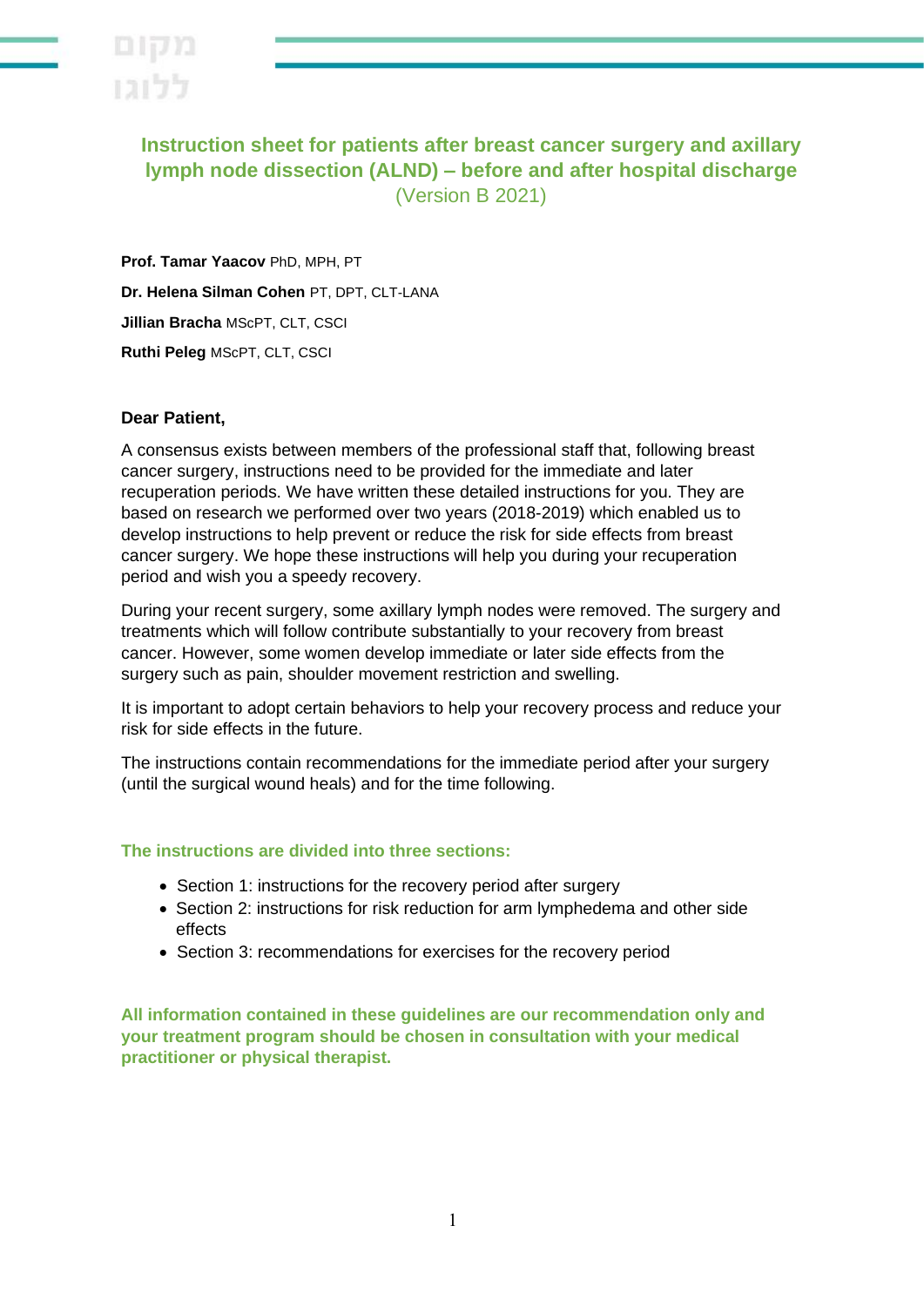# Instruction sheet for patients after breast cancer surgery and axillary lymph node dissection (ALND) – before and after hospital discharge

(Version B 2021)

**Prof. Tamar Yaacov** PhD, MPH, PT

**Dr. Helena Silman Cohen** PT, DPT, CLT-LANA

**Jillian Bracha** MScPT, CLT, CSCI

**Ruthi Peleg** MScPT, CLT, CSCI

**Dear Patient,**

A consensus exists between members of the professional staff that, following breast cancer surgery, instructions need to be provided for the immediate and later recuperation periods. We have written these detailed instructions for you. They are based on research we performed over two years (2018-2019) which enabled us to develop instructions to help prevent or reduce the risk for side effects from breast cancer surgery. We hope these instructions will help you during your recuperation period and wish you a speedy recovery.

During your recent surgery, some axillary lymph nodes were removed. The surgery and treatments which will follow contribute substantially to your recovery from breast cancer. However, some women develop immediate or later side effects from the surgery such as pain, shoulder movement restriction and swelling.

It is important to adopt certain behaviors to help your recovery process and reduce your risk for side effects in the future.

The instructions contain recommendations for the immediate period after your surgery (until the surgical wound heals) and for the time following.

**The instructions are divided into three sections:**

- Section 1: instructions for the recovery period after surgery
- Section 2: instructions for risk reduction for arm lymphedema and other side effects
- Section 3: recommendations for exercises for the recovery period

**All information contained in these guidelines are our recommendation only and your treatment program should be chosen in consultation with your medical practitioner or physical therapist.**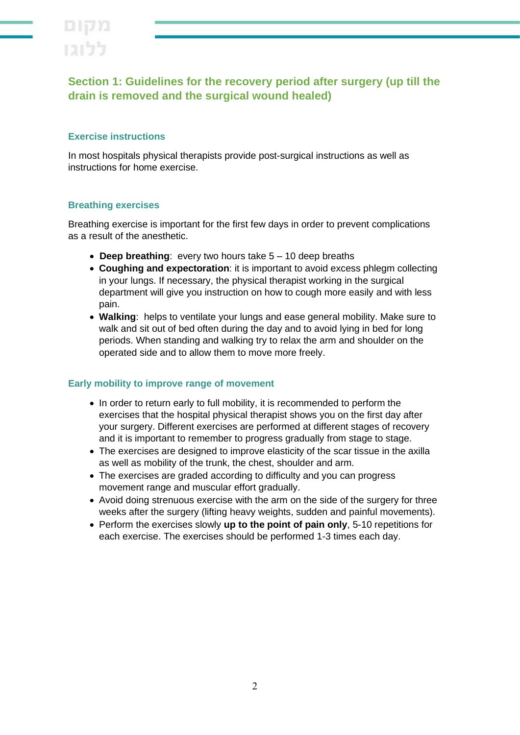## Section 1: Guidelines for the recovery period after surgery (up till the drain is removed and the surgical wound healed)

### Exercise instructions

In most hospitals physical therapists provide post-surgical instructions as well as instructions for home exercise.

### Breathing exercises

Breathing exercise is important for the first few days in order to prevent complications as a result of the anesthetic.

- **Deep breathing**: every two hours take 5 – 10 deep breaths
- **Coughing and expectoration**: it is important to avoid excess phlegm collecting in your lungs. If necessary, the physical therapist working in the surgical department will give you instruction on how to cough more easily and with less pain.
- **Walking**: helps to ventilate your lungs and ease general mobility. Make sure to walk and sit out of bed often during the day and to avoid lying in bed for long periods. When standing and walking try to relax the arm and shoulder on the operated side and to allow them to move more freely.

### Early mobility to improve range of movement

- In order to return early to full mobility, it is recommended to perform the exercises that the hospital physical therapist shows you on the first day after your surgery. Different exercises are performed at different stages of recovery and it is important to remember to progress gradually from stage to stage.
- The exercises are designed to improve elasticity of the scar tissue in the axilla as well as mobility of the trunk, the chest, shoulder and arm.
- The exercises are graded according to difficulty and you can progress movement range and muscular effort gradually.
- Avoid doing strenuous exercise with the arm on the side of the surgery for three weeks after the surgery (lifting heavy weights, sudden and painful movements).
- Perform the exercises slowly **up to the point of pain only**, 5-10 repetitions for each exercise. The exercises should be performed 1-3 times each day.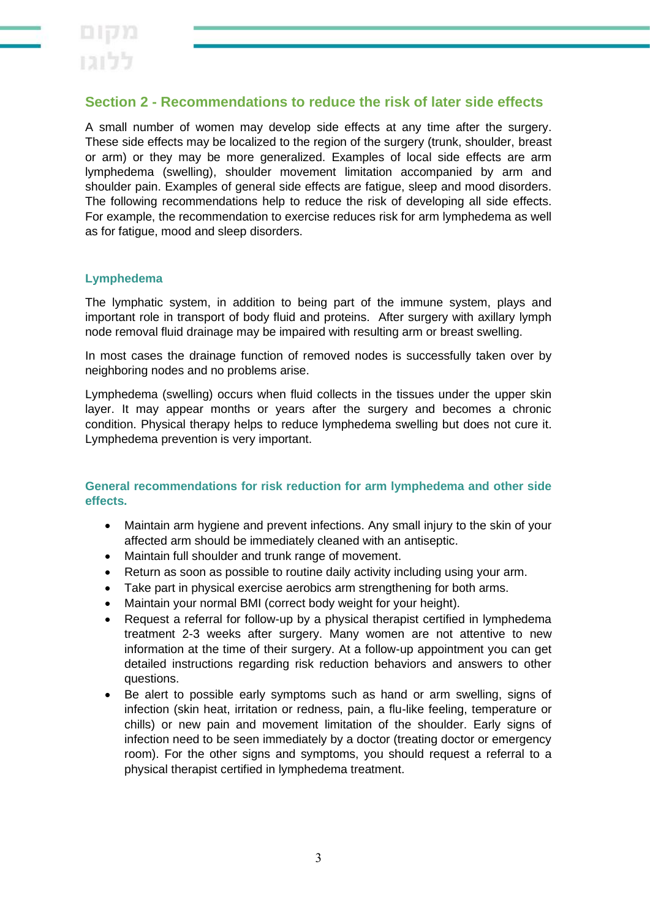## Section 2 - Recommendations to reduce the risk of later side effects

A small number of women may develop side effects at any time after the surgery. These side effects may be localized to the region of the surgery (trunk, shoulder, breast or arm) or they may be more generalized. Examples of local side effects are arm lymphedema (swelling), shoulder movement limitation accompanied by arm and shoulder pain. Examples of general side effects are fatigue, sleep and mood disorders. The following recommendations help to reduce the risk of developing all side effects. For example, the recommendation to exercise reduces risk for arm lymphedema as well as for fatigue, mood and sleep disorders.

### Lymphedema

The lymphatic system, in addition to being part of the immune system, plays and important role in transport of body fluid and proteins. After surgery with axillary lymph node removal fluid drainage may be impaired with resulting arm or breast swelling.

In most cases the drainage function of removed nodes is successfully taken over by neighboring nodes and no problems arise.

Lymphedema (swelling) occurs when fluid collects in the tissues under the upper skin layer. It may appear months or years after the surgery and becomes a chronic condition. Physical therapy helps to reduce lymphedema swelling but does not cure it. Lymphedema prevention is very important.

### General recommendations for risk reduction for arm lymphedema and other side effects.

- Maintain arm hygiene and prevent infections. Any small injury to the skin of your affected arm should be immediately cleaned with an antiseptic.
- Maintain full shoulder and trunk range of movement.
- Return as soon as possible to routine daily activity including using your arm.
- Take part in physical exercise aerobics arm strengthening for both arms.
- Maintain your normal BMI (correct body weight for your height).
- Request a referral for follow-up by a physical therapist certified in lymphedema treatment 2-3 weeks after surgery. Many women are not attentive to new information at the time of their surgery. At a follow-up appointment you can get detailed instructions regarding risk reduction behaviors and answers to other questions.
- Be alert to possible early symptoms such as hand or arm swelling, signs of infection (skin heat, irritation or redness, pain, a flu-like feeling, temperature or chills) or new pain and movement limitation of the shoulder. Early signs of infection need to be seen immediately by a doctor (treating doctor or emergency room). For the other signs and symptoms, you should request a referral to a physical therapist certified in lymphedema treatment.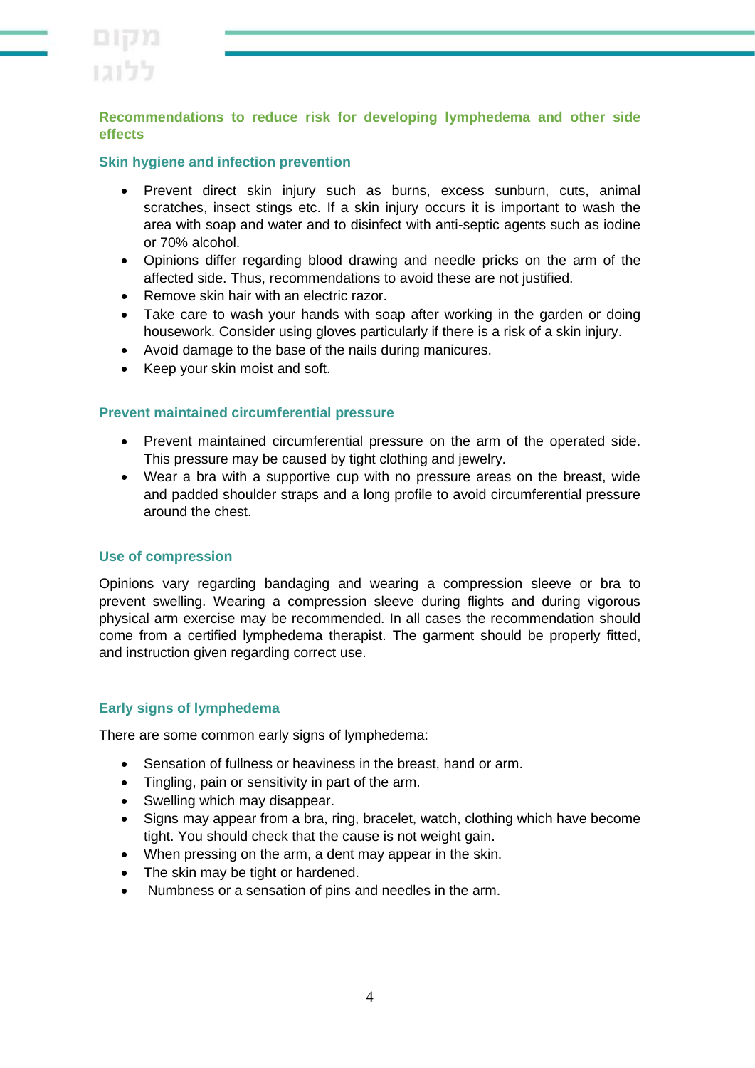## Recommendations to reduce risk for developing lymphedema and other side effects

### Skin hygiene and infection prevention

- Prevent direct skin injury such as burns, excess sunburn, cuts, animal scratches, insect stings etc. If a skin injury occurs it is important to wash the area with soap and water and to disinfect with anti-septic agents such as iodine or 70% alcohol.
- Opinions differ regarding blood drawing and needle pricks on the arm of the affected side. Thus, recommendations to avoid these are not justified.
- Remove skin hair with an electric razor.
- Take care to wash your hands with soap after working in the garden or doing housework. Consider using gloves particularly if there is a risk of a skin injury.
- Avoid damage to the base of the nails during manicures.
- Keep your skin moist and soft.

### Prevent maintained circumferential pressure

- Prevent maintained circumferential pressure on the arm of the operated side. This pressure may be caused by tight clothing and jewelry.
- Wear a bra with a supportive cup with no pressure areas on the breast, wide and padded shoulder straps and a long profile to avoid circumferential pressure around the chest.

### Use of compression

Opinions vary regarding bandaging and wearing a compression sleeve or bra to prevent swelling. Wearing a compression sleeve during flights and during vigorous physical arm exercise may be recommended. In all cases the recommendation should come from a certified lymphedema therapist. The garment should be properly fitted, and instruction given regarding correct use.

### Early signs of lymphedema

There are some common early signs of lymphedema:

- Sensation of fullness or heaviness in the breast, hand or arm.
- Tingling, pain or sensitivity in part of the arm.
- Swelling which may disappear.
- Signs may appear from a bra, ring, bracelet, watch, clothing which have become tight. You should check that the cause is not weight gain.
- When pressing on the arm, a dent may appear in the skin.
- The skin may be tight or hardened.
- Numbness or a sensation of pins and needles in the arm.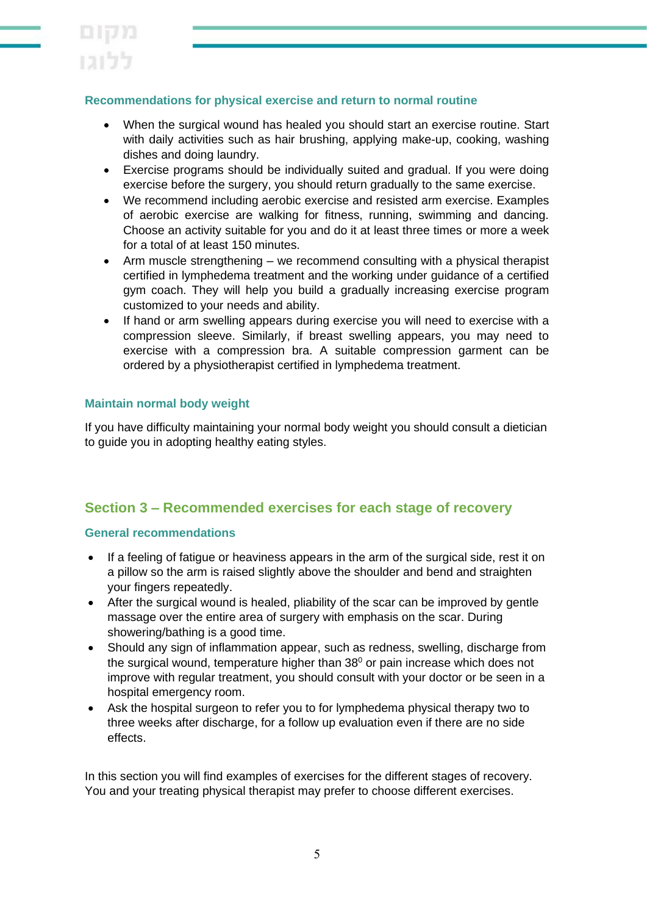### Recommendations for physical exercise and return to normal routine

- When the surgical wound has healed you should start an exercise routine. Start with daily activities such as hair brushing, applying make-up, cooking, washing dishes and doing laundry.
- Exercise programs should be individually suited and gradual. If you were doing exercise before the surgery, you should return gradually to the same exercise.
- We recommend including aerobic exercise and resisted arm exercise. Examples of aerobic exercise are walking for fitness, running, swimming and dancing. Choose an activity suitable for you and do it at least three times or more a week for a total of at least 150 minutes.
- Arm muscle strengthening – we recommend consulting with a physical therapist certified in lymphedema treatment and the working under guidance of a certified gym coach. They will help you build a gradually increasing exercise program customized to your needs and ability.
- If hand or arm swelling appears during exercise you will need to exercise with a compression sleeve. Similarly, if breast swelling appears, you may need to exercise with a compression bra. A suitable compression garment can be ordered by a physiotherapist certified in lymphedema treatment.

### Maintain normal body weight

If you have difficulty maintaining your normal body weight you should consult a dietician to guide you in adopting healthy eating styles.

## Section 3 – Recommended exercises for each stage of recovery

### General recommendations

- If a feeling of fatigue or heaviness appears in the arm of the surgical side, rest it on a pillow so the arm is raised slightly above the shoulder and bend and straighten your fingers repeatedly.
- After the surgical wound is healed, pliability of the scar can be improved by gentle massage over the entire area of surgery with emphasis on the scar. During showering/bathing is a good time.
- Should any sign of inflammation appear, such as redness, swelling, discharge from the surgical wound, temperature higher than $38^0$ or pain increase which does not improve with regular treatment, you should consult with your doctor or be seen in a hospital emergency room.
- Ask the hospital surgeon to refer you to for lymphedema physical therapy two to three weeks after discharge, for a follow up evaluation even if there are no side effects.

In this section you will find examples of exercises for the different stages of recovery. You and your treating physical therapist may prefer to choose different exercises.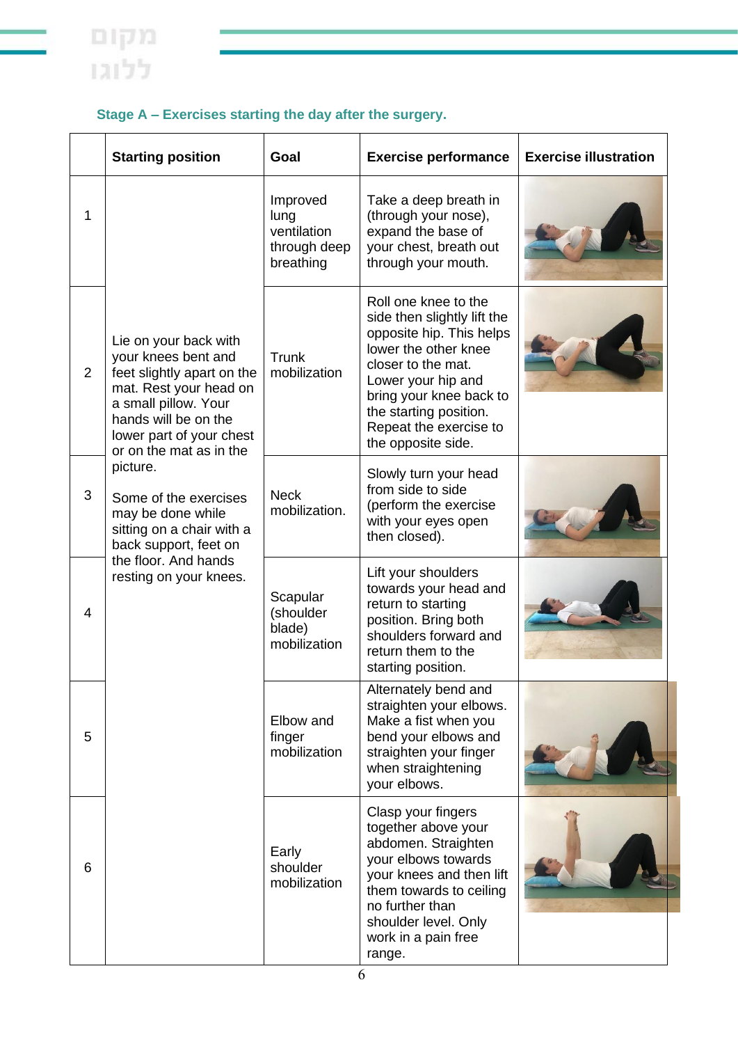### Stage A – Exercises starting the day after the surgery.

|  | Starting position | Goal | Exercise performance | Exercise illustration |
|---|---|---|---|---|
| 1 | Lie on your back with your knees bent and feet slightly apart on the mat. Rest your head on a small pillow. Your hands will be on the lower part of your chest or on the mat as in the picture.<br><br>Some of the exercises may be done while sitting on a chair with a back support, feet on the floor. And hands resting on your knees. | Improved lung ventilation through deep breathing | Take a deep breath in (through your nose), expand the base of your chest, breath out through your mouth. |  |
| 2 | | Trunk mobilization | Roll one knee to the side then slightly lift the opposite hip. This helps lower the other knee closer to the mat. Lower your hip and bring your knee back to the starting position. Repeat the exercise to the opposite side. |  |
| 3 | | Neck mobilization. | Slowly turn your head from side to side (perform the exercise with your eyes open then closed). |  |
| 4 | | Scapular (shoulder blade) mobilization | Lift your shoulders towards your head and return to starting position. Bring both shoulders forward and return them to the starting position. |  |
| 5 | | Elbow and finger mobilization | Alternately bend and straighten your elbows. Make a fist when you bend your elbows and straighten your finger when straightening your elbows. |  |
| 6 | | Early shoulder mobilization | Clasp your fingers together above your abdomen. Straighten your elbows towards your knees and then lift them towards to ceiling no further than shoulder level. Only work in a pain free range. |  |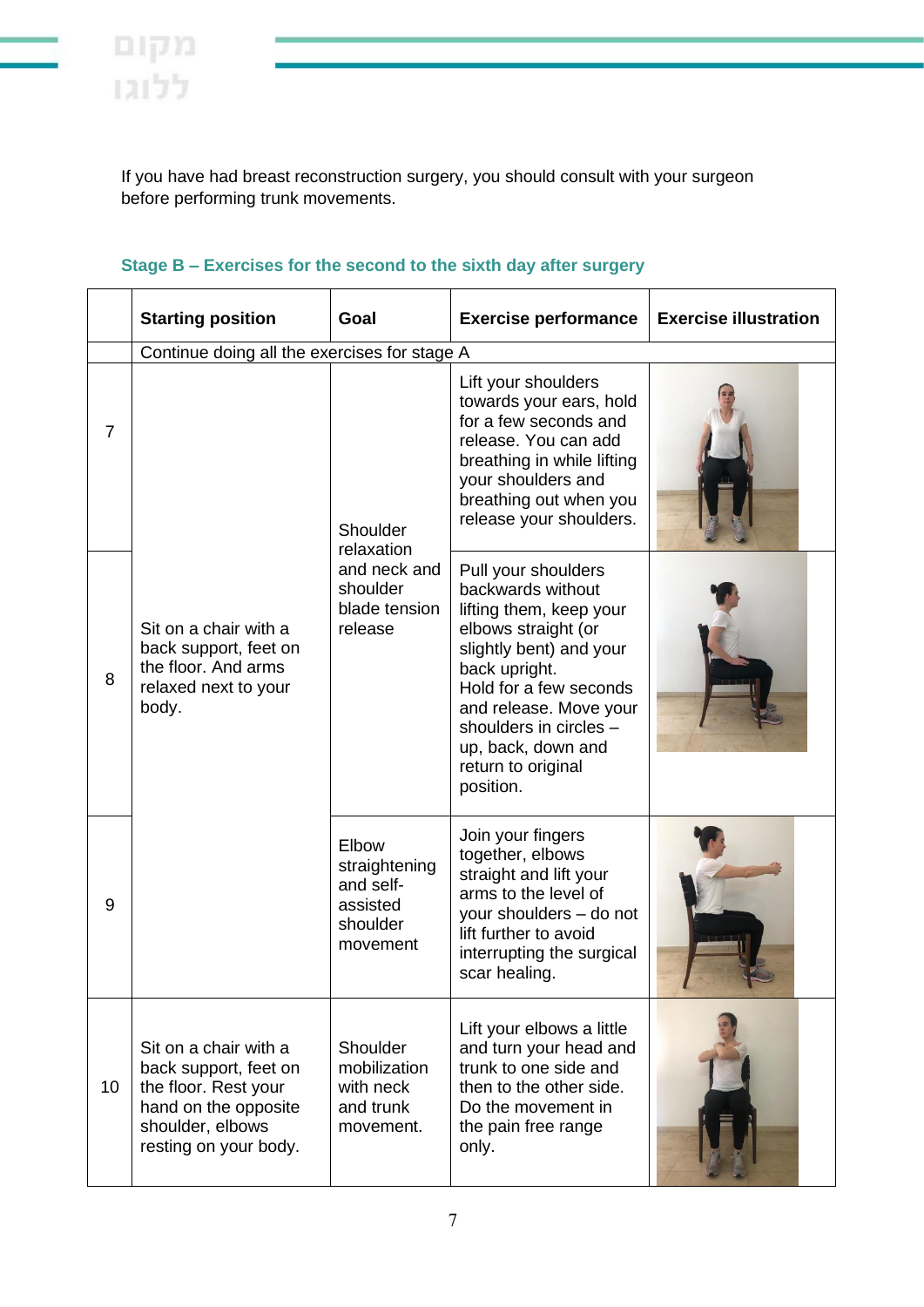If you have had breast reconstruction surgery, you should consult with your surgeon before performing trunk movements.

### Stage B – Exercises for the second to the sixth day after surgery

| | Starting position | Goal | Exercise performance | Exercise illustration |
|---|---|---|---|---|
| | Continue doing all the exercises for stage A | | | |
| 7 | Sit on a chair with a back support, feet on the floor. And arms relaxed next to your body. | Shoulder relaxation and neck and shoulder blade tension release | Lift your shoulders towards your ears, hold for a few seconds and release. You can add breathing in while lifting your shoulders and breathing out when you release your shoulders. | |
| 8 | | | Pull your shoulders backwards without lifting them, keep your elbows straight (or slightly bent) and your back upright. Hold for a few seconds and release. Move your shoulders in circles – up, back, down and return to original position. | |
| 9 | | Elbow straightening and self-assisted shoulder movement | Join your fingers together, elbows straight and lift your arms to the level of your shoulders – do not lift further to avoid interrupting the surgical scar healing. | |
| 10 | Sit on a chair with a back support, feet on the floor. Rest your hand on the opposite shoulder, elbows resting on your body. | Shoulder mobilization with neck and trunk movement. | Lift your elbows a little and turn your head and trunk to one side and then to the other side. Do the movement in the pain free range only. | |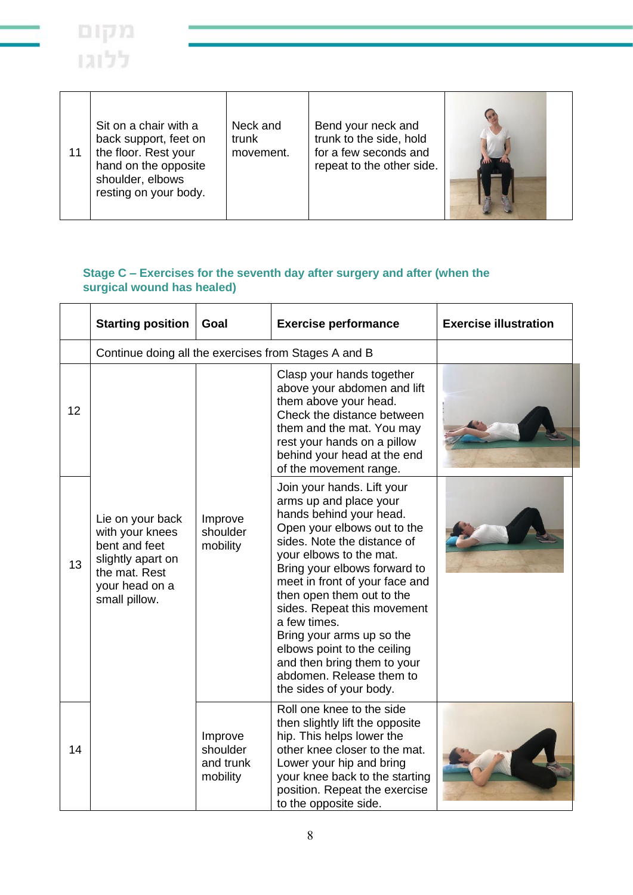| | | | | |
|---|---|---|---|---|
| 11 | Sit on a chair with a back support, feet on the floor. Rest your hand on the opposite shoulder, elbows resting on your body. | Neck and trunk movement. | Bend your neck and trunk to the side, hold for a few seconds and repeat to the other side. | |

### Stage C – Exercises for the seventh day after surgery and after (when the surgical wound has healed)

| | Starting position | Goal | Exercise performance | Exercise illustration |
|---|---|---|---|---|
| | Continue doing all the exercises from Stages A and B | | | |
| 12 | Lie on your back with your knees bent and feet slightly apart on the mat. Rest your head on a small pillow. | Improve shoulder mobility | Clasp your hands together above your abdomen and lift them above your head. Check the distance between them and the mat. You may rest your hands on a pillow behind your head at the end of the movement range. | |
| 13 | | | Join your hands. Lift your arms up and place your hands behind your head. Open your elbows out to the sides. Note the distance of your elbows to the mat. Bring your elbows forward to meet in front of your face and then open them out to the sides. Repeat this movement a few times. Bring your arms up so the elbows point to the ceiling and then bring them to your abdomen. Release them to the sides of your body. | |
| 14 | | Improve shoulder and trunk mobility | Roll one knee to the side then slightly lift the opposite hip. This helps lower the other knee closer to the mat. Lower your hip and bring your knee back to the starting position. Repeat the exercise to the opposite side. | |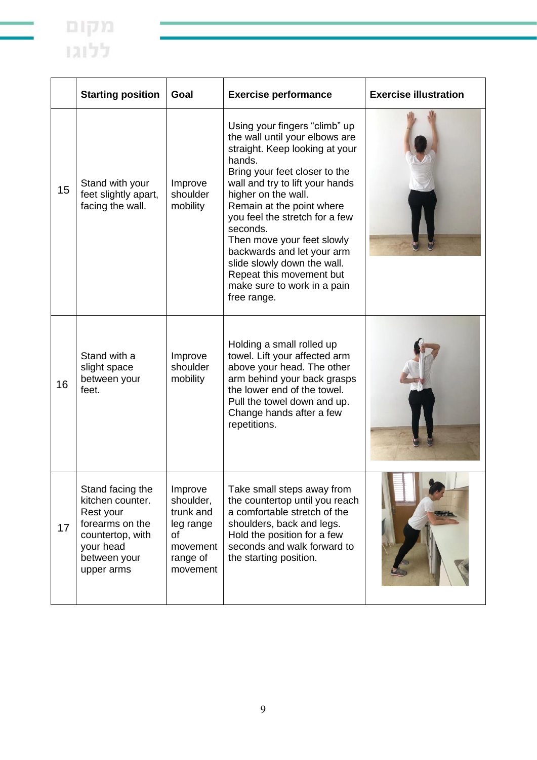| | Starting position | Goal | Exercise performance | Exercise illustration |
|---|---|---|---|---|
| 15 | Stand with your feet slightly apart, facing the wall. | Improve shoulder mobility | Using your fingers "climb" up the wall until your elbows are straight. Keep looking at your hands. Bring your feet closer to the wall and try to lift your hands higher on the wall. Remain at the point where you feel the stretch for a few seconds. Then move your feet slowly backwards and let your arm slide slowly down the wall. Repeat this movement but make sure to work in a pain free range. | |
| 16 | Stand with a slight space between your feet. | Improve shoulder mobility | Holding a small rolled up towel. Lift your affected arm above your head. The other arm behind your back grasps the lower end of the towel. Pull the towel down and up. Change hands after a few repetitions. | |
| 17 | Stand facing the kitchen counter. Rest your forearms on the countertop, with your head between your upper arms | Improve shoulder, trunk and leg range of movement range of movement | Take small steps away from the countertop until you reach a comfortable stretch of the shoulders, back and legs. Hold the position for a few seconds and walk forward to the starting position. | |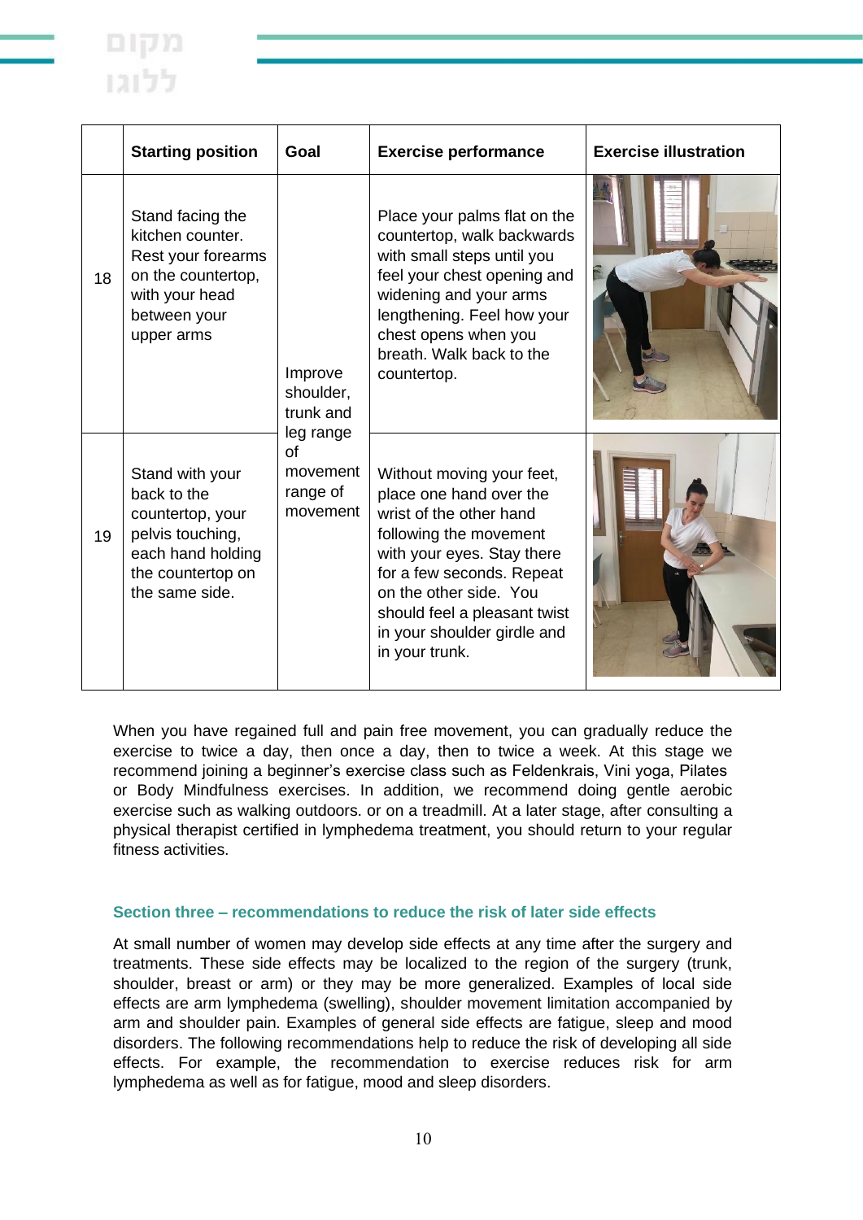| | Starting position | Goal | Exercise performance | Exercise illustration |
|---|---|---|---|---|
| 18 | Stand facing the kitchen counter. Rest your forearms on the countertop, with your head between your upper arms | Improve shoulder, trunk and leg range of movement range of movement | Place your palms flat on the countertop, walk backwards with small steps until you feel your chest opening and widening and your arms lengthening. Feel how your chest opens when you breath. Walk back to the countertop. | |
| 19 | Stand with your back to the countertop, your pelvis touching, each hand holding the countertop on the same side. | | Without moving your feet, place one hand over the wrist of the other hand following the movement with your eyes. Stay there for a few seconds. Repeat on the other side. You should feel a pleasant twist in your shoulder girdle and in your trunk. | |

When you have regained full and pain free movement, you can gradually reduce the exercise to twice a day, then once a day, then to twice a week. At this stage we recommend joining a beginner's exercise class such as Feldenkrais, Vini yoga, Pilates or Body Mindfulness exercises. In addition, we recommend doing gentle aerobic exercise such as walking outdoors. or on a treadmill. At a later stage, after consulting a physical therapist certified in lymphedema treatment, you should return to your regular fitness activities.

### Section three – recommendations to reduce the risk of later side effects

At small number of women may develop side effects at any time after the surgery and treatments. These side effects may be localized to the region of the surgery (trunk, shoulder, breast or arm) or they may be more generalized. Examples of local side effects are arm lymphedema (swelling), shoulder movement limitation accompanied by arm and shoulder pain. Examples of general side effects are fatigue, sleep and mood disorders. The following recommendations help to reduce the risk of developing all side effects. For example, the recommendation to exercise reduces risk for arm lymphedema as well as for fatigue, mood and sleep disorders.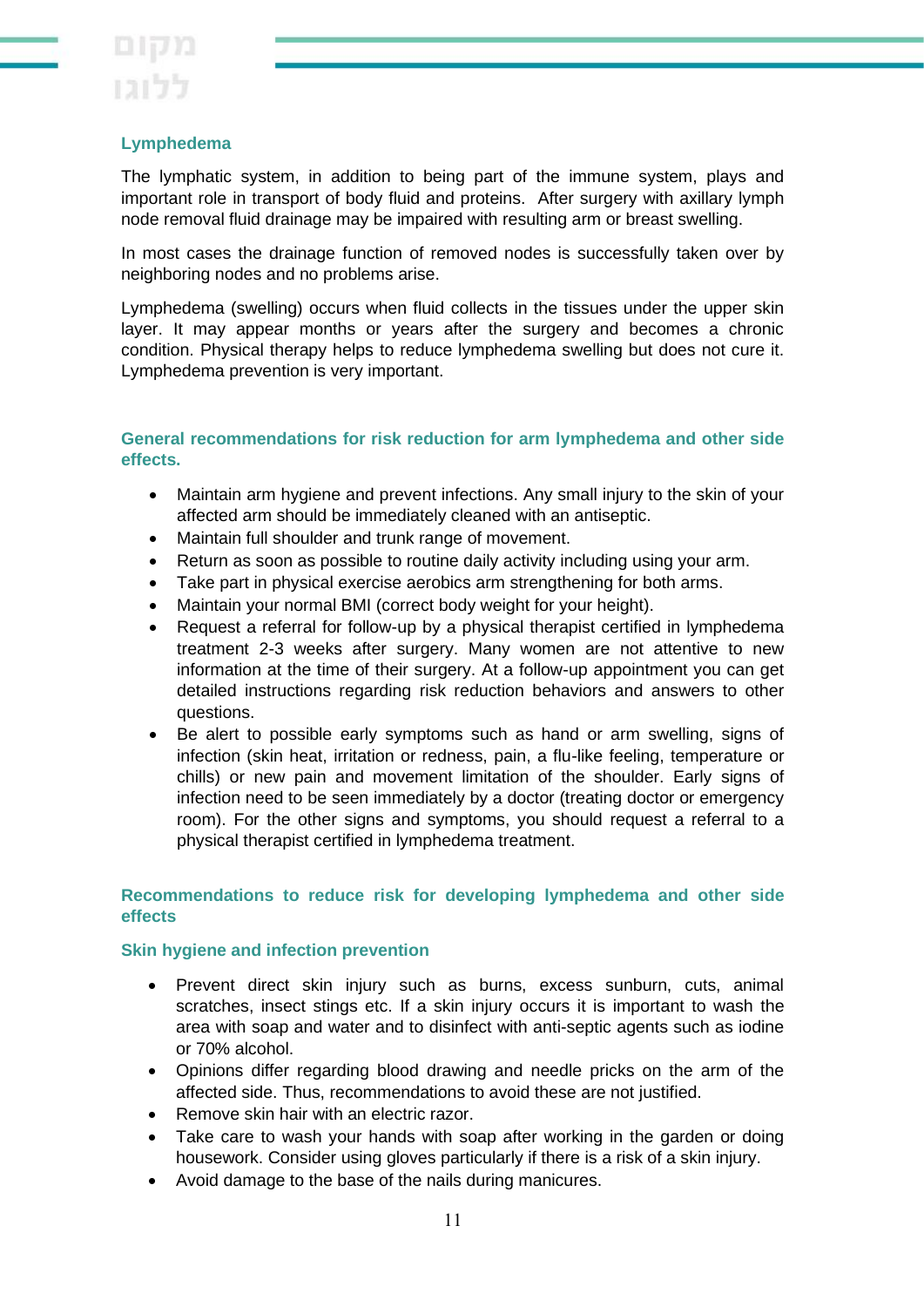## Lymphedema

The lymphatic system, in addition to being part of the immune system, plays and important role in transport of body fluid and proteins. After surgery with axillary lymph node removal fluid drainage may be impaired with resulting arm or breast swelling.

In most cases the drainage function of removed nodes is successfully taken over by neighboring nodes and no problems arise.

Lymphedema (swelling) occurs when fluid collects in the tissues under the upper skin layer. It may appear months or years after the surgery and becomes a chronic condition. Physical therapy helps to reduce lymphedema swelling but does not cure it. Lymphedema prevention is very important.

## General recommendations for risk reduction for arm lymphedema and other side effects.

- Maintain arm hygiene and prevent infections. Any small injury to the skin of your affected arm should be immediately cleaned with an antiseptic.
- Maintain full shoulder and trunk range of movement.
- Return as soon as possible to routine daily activity including using your arm.
- Take part in physical exercise aerobics arm strengthening for both arms.
- Maintain your normal BMI (correct body weight for your height).
- Request a referral for follow-up by a physical therapist certified in lymphedema treatment 2-3 weeks after surgery. Many women are not attentive to new information at the time of their surgery. At a follow-up appointment you can get detailed instructions regarding risk reduction behaviors and answers to other questions.
- Be alert to possible early symptoms such as hand or arm swelling, signs of infection (skin heat, irritation or redness, pain, a flu-like feeling, temperature or chills) or new pain and movement limitation of the shoulder. Early signs of infection need to be seen immediately by a doctor (treating doctor or emergency room). For the other signs and symptoms, you should request a referral to a physical therapist certified in lymphedema treatment.

## Recommendations to reduce risk for developing lymphedema and other side effects

### Skin hygiene and infection prevention

- Prevent direct skin injury such as burns, excess sunburn, cuts, animal scratches, insect stings etc. If a skin injury occurs it is important to wash the area with soap and water and to disinfect with anti-septic agents such as iodine or 70% alcohol.
- Opinions differ regarding blood drawing and needle pricks on the arm of the affected side. Thus, recommendations to avoid these are not justified.
- Remove skin hair with an electric razor.
- Take care to wash your hands with soap after working in the garden or doing housework. Consider using gloves particularly if there is a risk of a skin injury.
- Avoid damage to the base of the nails during manicures.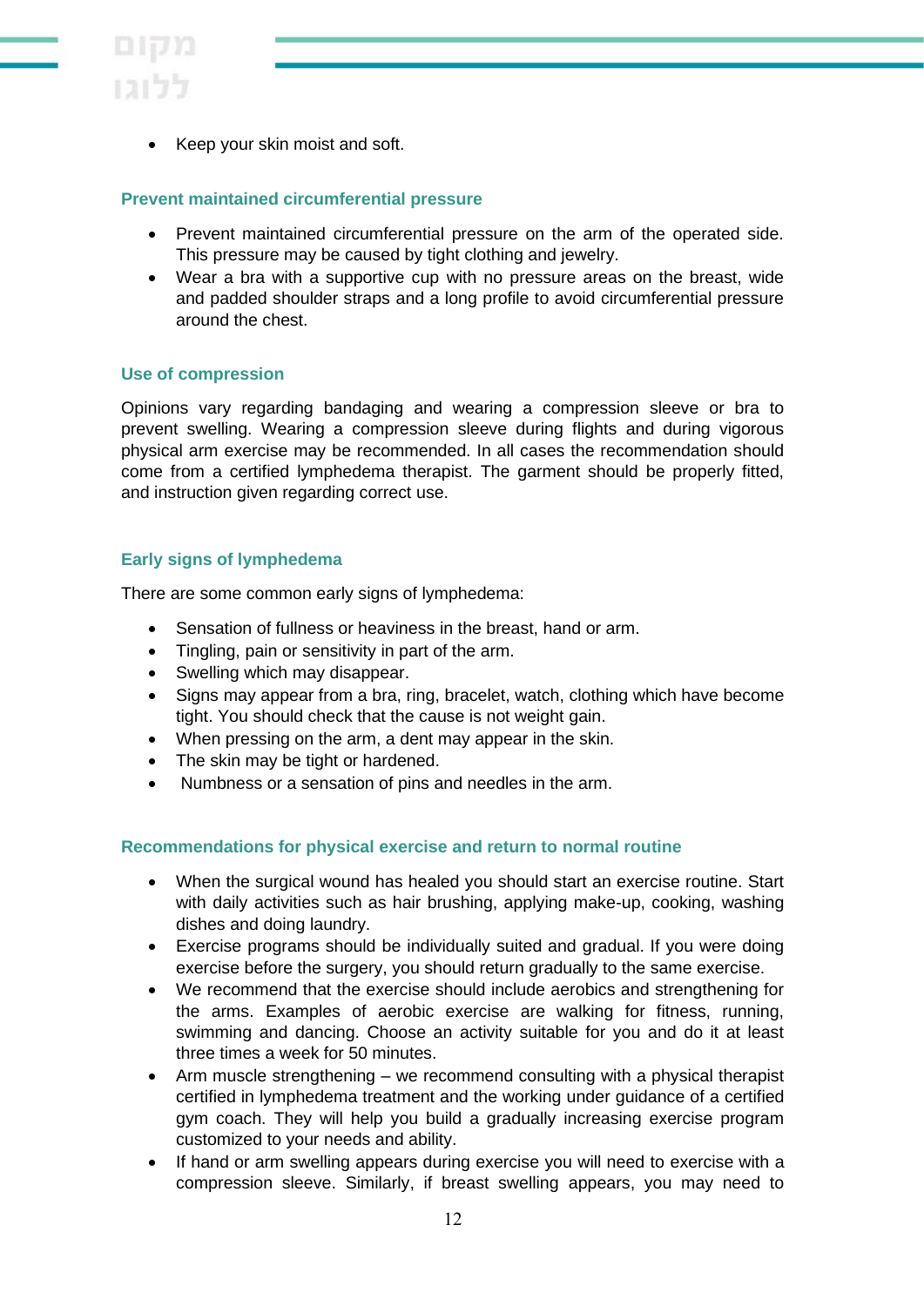- Keep your skin moist and soft.

### Prevent maintained circumferential pressure

- Prevent maintained circumferential pressure on the arm of the operated side. This pressure may be caused by tight clothing and jewelry.
- Wear a bra with a supportive cup with no pressure areas on the breast, wide and padded shoulder straps and a long profile to avoid circumferential pressure around the chest.

### Use of compression

Opinions vary regarding bandaging and wearing a compression sleeve or bra to prevent swelling. Wearing a compression sleeve during flights and during vigorous physical arm exercise may be recommended. In all cases the recommendation should come from a certified lymphedema therapist. The garment should be properly fitted, and instruction given regarding correct use.

### Early signs of lymphedema

There are some common early signs of lymphedema:

- Sensation of fullness or heaviness in the breast, hand or arm.
- Tingling, pain or sensitivity in part of the arm.
- Swelling which may disappear.
- Signs may appear from a bra, ring, bracelet, watch, clothing which have become tight. You should check that the cause is not weight gain.
- When pressing on the arm, a dent may appear in the skin.
- The skin may be tight or hardened.
- Numbness or a sensation of pins and needles in the arm.

### Recommendations for physical exercise and return to normal routine

- When the surgical wound has healed you should start an exercise routine. Start with daily activities such as hair brushing, applying make-up, cooking, washing dishes and doing laundry.
- Exercise programs should be individually suited and gradual. If you were doing exercise before the surgery, you should return gradually to the same exercise.
- We recommend that the exercise should include aerobics and strengthening for the arms. Examples of aerobic exercise are walking for fitness, running, swimming and dancing. Choose an activity suitable for you and do it at least three times a week for 50 minutes.
- Arm muscle strengthening – we recommend consulting with a physical therapist certified in lymphedema treatment and the working under guidance of a certified gym coach. They will help you build a gradually increasing exercise program customized to your needs and ability.
- If hand or arm swelling appears during exercise you will need to exercise with a compression sleeve. Similarly, if breast swelling appears, you may need to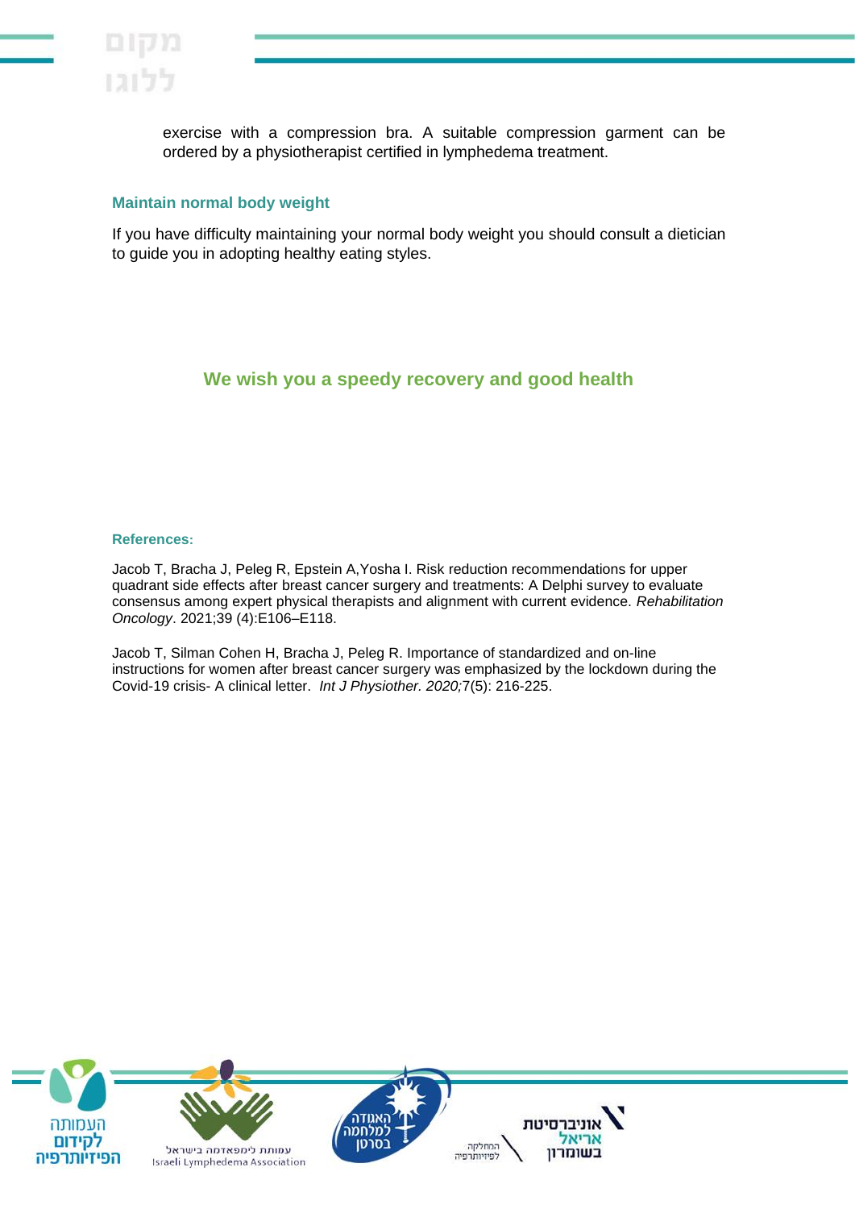exercise with a compression bra. A suitable compression garment can be ordered by a physiotherapist certified in lymphedema treatment.

### Maintain normal body weight

If you have difficulty maintaining your normal body weight you should consult a dietician to guide you in adopting healthy eating styles.

## We wish you a speedy recovery and good health

#### References:

Jacob T, Bracha J, Peleg R, Epstein A,Yosha I. Risk reduction recommendations for upper quadrant side effects after breast cancer surgery and treatments: A Delphi survey to evaluate consensus among expert physical therapists and alignment with current evidence. *Rehabilitation Oncology*. 2021;39 (4):E106–E118.

Jacob T, Silman Cohen H, Bracha J, Peleg R. Importance of standardized and on-line instructions for women after breast cancer surgery was emphasized by the lockdown during the Covid-19 crisis- A clinical letter. *Int J Physiother. 2020;*7(5): 216-225.